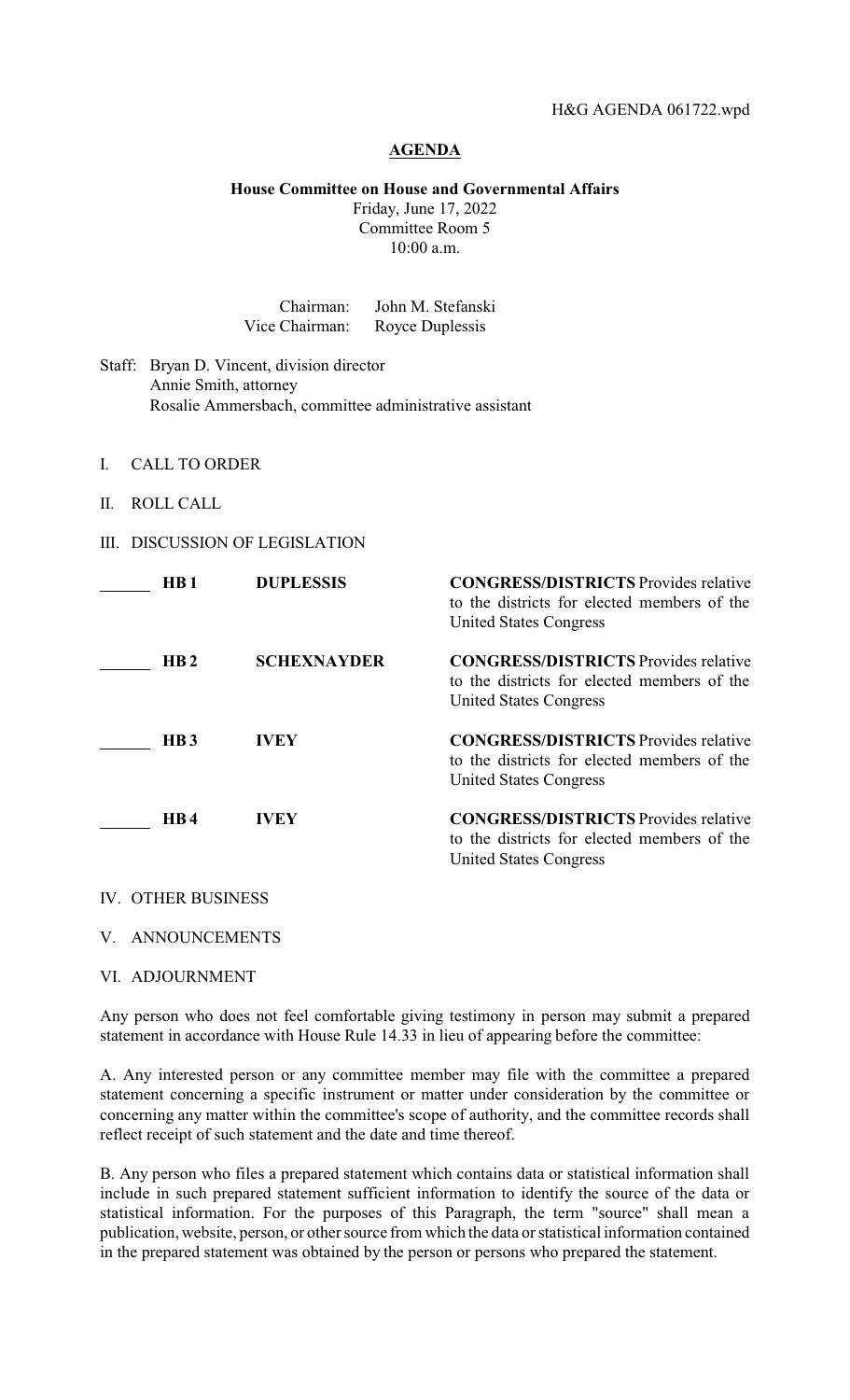H&G AGENDA 061722.wpd

# AGENDA

**House Committee on House and Governmental Affairs**
Friday, June 17, 2022
Committee Room 5
10:00 a.m.

Chairman: John M. Stefanski
Vice Chairman: Royce Duplessis

Staff: Bryan D. Vincent, division director
Annie Smith, attorney
Rosalie Ammersbach, committee administrative assistant

I. CALL TO ORDER

II. ROLL CALL

III. DISCUSSION OF LEGISLATION

| | Bill | Author | Description |
|---|---|---|---|
| ______ | **HB 1** | **DUPLESSIS** | **CONGRESS/DISTRICTS** Provides relative to the districts for elected members of the United States Congress |
| ______ | **HB 2** | **SCHEXNAYDER** | **CONGRESS/DISTRICTS** Provides relative to the districts for elected members of the United States Congress |
| ______ | **HB 3** | **IVEY** | **CONGRESS/DISTRICTS** Provides relative to the districts for elected members of the United States Congress |
| ______ | **HB 4** | **IVEY** | **CONGRESS/DISTRICTS** Provides relative to the districts for elected members of the United States Congress |

IV. OTHER BUSINESS

V. ANNOUNCEMENTS

VI. ADJOURNMENT

Any person who does not feel comfortable giving testimony in person may submit a prepared statement in accordance with House Rule 14.33 in lieu of appearing before the committee:

A. Any interested person or any committee member may file with the committee a prepared statement concerning a specific instrument or matter under consideration by the committee or concerning any matter within the committee's scope of authority, and the committee records shall reflect receipt of such statement and the date and time thereof.

B. Any person who files a prepared statement which contains data or statistical information shall include in such prepared statement sufficient information to identify the source of the data or statistical information. For the purposes of this Paragraph, the term "source" shall mean a publication, website, person, or other source from which the data or statistical information contained in the prepared statement was obtained by the person or persons who prepared the statement.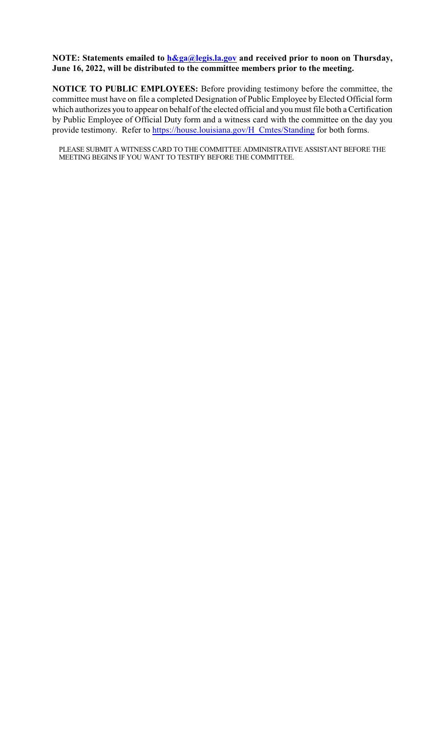**NOTE: Statements emailed to h&ga@legis.la.gov and received prior to noon on Thursday, June 16, 2022, will be distributed to the committee members prior to the meeting.**

**NOTICE TO PUBLIC EMPLOYEES:** Before providing testimony before the committee, the committee must have on file a completed Designation of Public Employee by Elected Official form which authorizes you to appear on behalf of the elected official and you must file both a Certification by Public Employee of Official Duty form and a witness card with the committee on the day you provide testimony. Refer to https://house.louisiana.gov/H_Cmtes/Standing for both forms.

PLEASE SUBMIT A WITNESS CARD TO THE COMMITTEE ADMINISTRATIVE ASSISTANT BEFORE THE MEETING BEGINS IF YOU WANT TO TESTIFY BEFORE THE COMMITTEE.